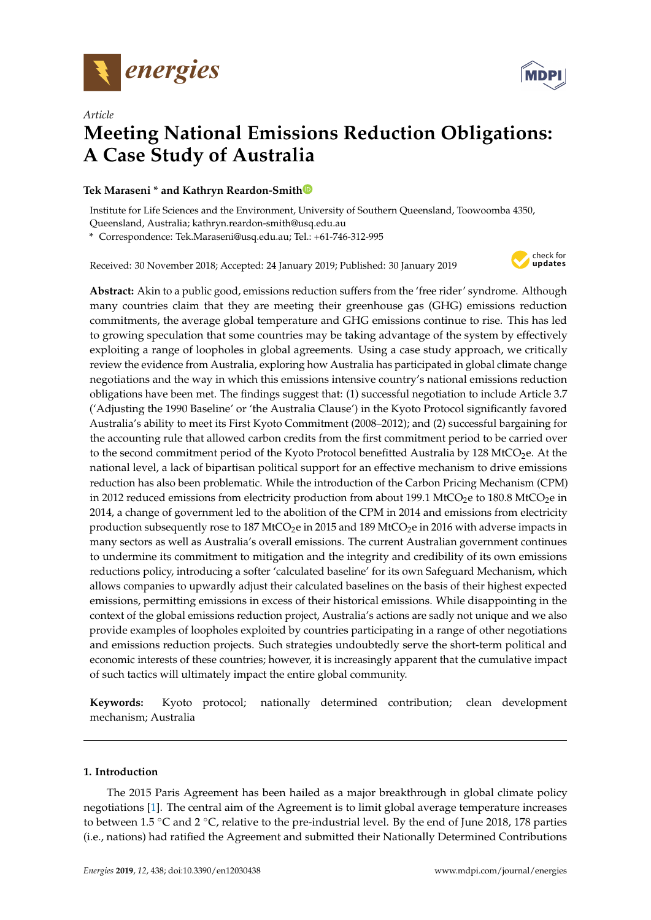Article

# Meeting National Emissions Reduction Obligations: A Case Study of Australia

**Tek Maraseni * and Kathryn Reardon-Smith**

Institute for Life Sciences and the Environment, University of Southern Queensland, Toowoomba 4350, Queensland, Australia; kathryn.reardon-smith@usq.edu.au

* Correspondence: Tek.Maraseni@usq.edu.au; Tel.: +61-746-312-995

Received: 30 November 2018; Accepted: 24 January 2019; Published: 30 January 2019

**Abstract:** Akin to a public good, emissions reduction suffers from the 'free rider' syndrome. Although many countries claim that they are meeting their greenhouse gas (GHG) emissions reduction commitments, the average global temperature and GHG emissions continue to rise. This has led to growing speculation that some countries may be taking advantage of the system by effectively exploiting a range of loopholes in global agreements. Using a case study approach, we critically review the evidence from Australia, exploring how Australia has participated in global climate change negotiations and the way in which this emissions intensive country's national emissions reduction obligations have been met. The findings suggest that: (1) successful negotiation to include Article 3.7 ('Adjusting the 1990 Baseline' or 'the Australia Clause') in the Kyoto Protocol significantly favored Australia's ability to meet its First Kyoto Commitment (2008–2012); and (2) successful bargaining for the accounting rule that allowed carbon credits from the first commitment period to be carried over to the second commitment period of the Kyoto Protocol benefitted Australia by 128 $MtCO_2e$. At the national level, a lack of bipartisan political support for an effective mechanism to drive emissions reduction has also been problematic. While the introduction of the Carbon Pricing Mechanism (CPM) in 2012 reduced emissions from electricity production from about 199.1 $MtCO_2e$ to 180.8 $MtCO_2e$ in 2014, a change of government led to the abolition of the CPM in 2014 and emissions from electricity production subsequently rose to 187 $MtCO_2e$ in 2015 and 189 $MtCO_2e$ in 2016 with adverse impacts in many sectors as well as Australia's overall emissions. The current Australian government continues to undermine its commitment to mitigation and the integrity and credibility of its own emissions reductions policy, introducing a softer 'calculated baseline' for its own Safeguard Mechanism, which allows companies to upwardly adjust their calculated baselines on the basis of their highest expected emissions, permitting emissions in excess of their historical emissions. While disappointing in the context of the global emissions reduction project, Australia's actions are sadly not unique and we also provide examples of loopholes exploited by countries participating in a range of other negotiations and emissions reduction projects. Such strategies undoubtedly serve the short-term political and economic interests of these countries; however, it is increasingly apparent that the cumulative impact of such tactics will ultimately impact the entire global community.

**Keywords:** Kyoto protocol; nationally determined contribution; clean development mechanism; Australia

## 1. Introduction

The 2015 Paris Agreement has been hailed as a major breakthrough in global climate policy negotiations [1]. The central aim of the Agreement is to limit global average temperature increases to between 1.5 °C and 2 °C, relative to the pre-industrial level. By the end of June 2018, 178 parties (i.e., nations) had ratified the Agreement and submitted their Nationally Determined Contributions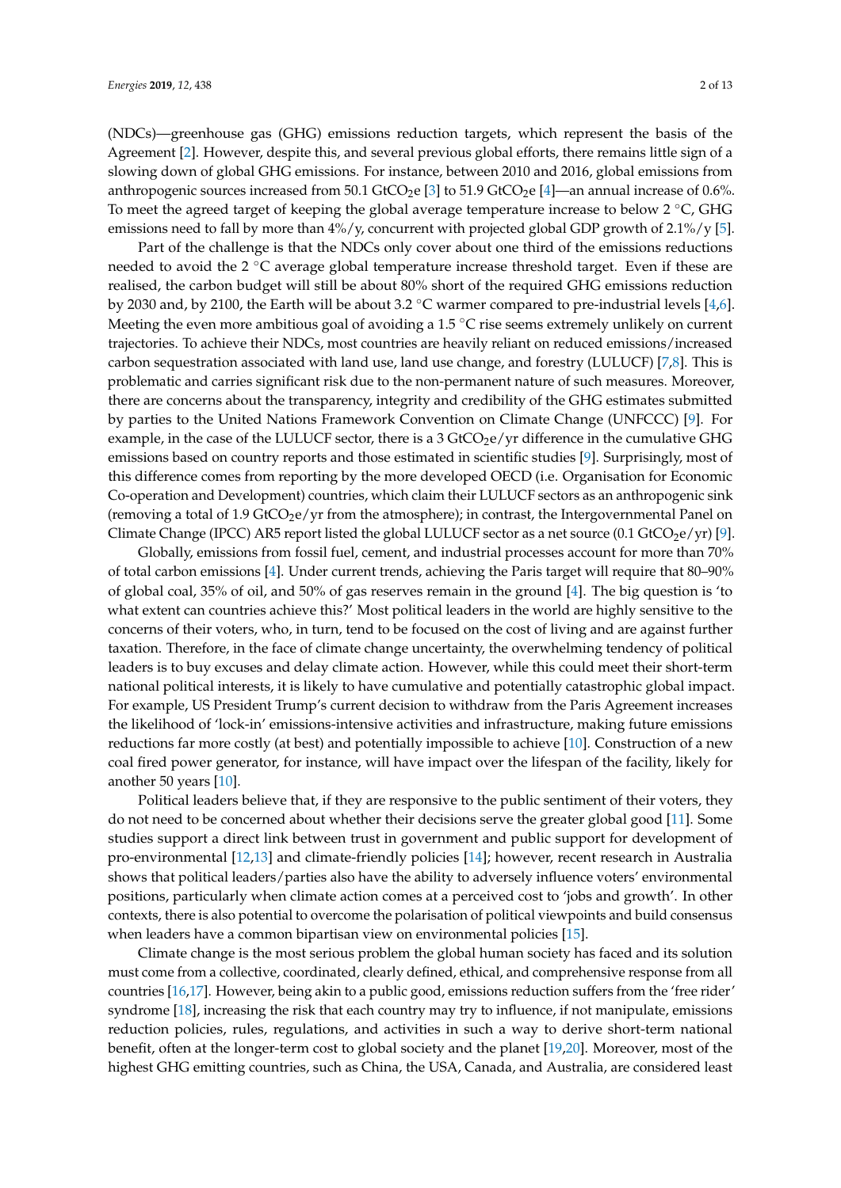(NDCs)—greenhouse gas (GHG) emissions reduction targets, which represent the basis of the Agreement [2]. However, despite this, and several previous global efforts, there remains little sign of a slowing down of global GHG emissions. For instance, between 2010 and 2016, global emissions from anthropogenic sources increased from 50.1 $GtCO_2e$ [3] to 51.9 $GtCO_2e$ [4]—an annual increase of 0.6%. To meet the agreed target of keeping the global average temperature increase to below 2 °C, GHG emissions need to fall by more than 4%/y, concurrent with projected global GDP growth of 2.1%/y [5].

Part of the challenge is that the NDCs only cover about one third of the emissions reductions needed to avoid the 2 °C average global temperature increase threshold target. Even if these are realised, the carbon budget will still be about 80% short of the required GHG emissions reduction by 2030 and, by 2100, the Earth will be about 3.2 °C warmer compared to pre-industrial levels [4,6]. Meeting the even more ambitious goal of avoiding a 1.5 °C rise seems extremely unlikely on current trajectories. To achieve their NDCs, most countries are heavily reliant on reduced emissions/increased carbon sequestration associated with land use, land use change, and forestry (LULUCF) [7,8]. This is problematic and carries significant risk due to the non-permanent nature of such measures. Moreover, there are concerns about the transparency, integrity and credibility of the GHG estimates submitted by parties to the United Nations Framework Convention on Climate Change (UNFCCC) [9]. For example, in the case of the LULUCF sector, there is a 3 $GtCO_2e/yr$ difference in the cumulative GHG emissions based on country reports and those estimated in scientific studies [9]. Surprisingly, most of this difference comes from reporting by the more developed OECD (i.e. Organisation for Economic Co-operation and Development) countries, which claim their LULUCF sectors as an anthropogenic sink (removing a total of 1.9 $GtCO_2e/yr$ from the atmosphere); in contrast, the Intergovernmental Panel on Climate Change (IPCC) AR5 report listed the global LULUCF sector as a net source (0.1 $GtCO_2e/yr$) [9].

Globally, emissions from fossil fuel, cement, and industrial processes account for more than 70% of total carbon emissions [4]. Under current trends, achieving the Paris target will require that 80–90% of global coal, 35% of oil, and 50% of gas reserves remain in the ground [4]. The big question is 'to what extent can countries achieve this?' Most political leaders in the world are highly sensitive to the concerns of their voters, who, in turn, tend to be focused on the cost of living and are against further taxation. Therefore, in the face of climate change uncertainty, the overwhelming tendency of political leaders is to buy excuses and delay climate action. However, while this could meet their short-term national political interests, it is likely to have cumulative and potentially catastrophic global impact. For example, US President Trump's current decision to withdraw from the Paris Agreement increases the likelihood of 'lock-in' emissions-intensive activities and infrastructure, making future emissions reductions far more costly (at best) and potentially impossible to achieve [10]. Construction of a new coal fired power generator, for instance, will have impact over the lifespan of the facility, likely for another 50 years [10].

Political leaders believe that, if they are responsive to the public sentiment of their voters, they do not need to be concerned about whether their decisions serve the greater global good [11]. Some studies support a direct link between trust in government and public support for development of pro-environmental [12,13] and climate-friendly policies [14]; however, recent research in Australia shows that political leaders/parties also have the ability to adversely influence voters' environmental positions, particularly when climate action comes at a perceived cost to 'jobs and growth'. In other contexts, there is also potential to overcome the polarisation of political viewpoints and build consensus when leaders have a common bipartisan view on environmental policies [15].

Climate change is the most serious problem the global human society has faced and its solution must come from a collective, coordinated, clearly defined, ethical, and comprehensive response from all countries [16,17]. However, being akin to a public good, emissions reduction suffers from the 'free rider' syndrome [18], increasing the risk that each country may try to influence, if not manipulate, emissions reduction policies, rules, regulations, and activities in such a way to derive short-term national benefit, often at the longer-term cost to global society and the planet [19,20]. Moreover, most of the highest GHG emitting countries, such as China, the USA, Canada, and Australia, are considered least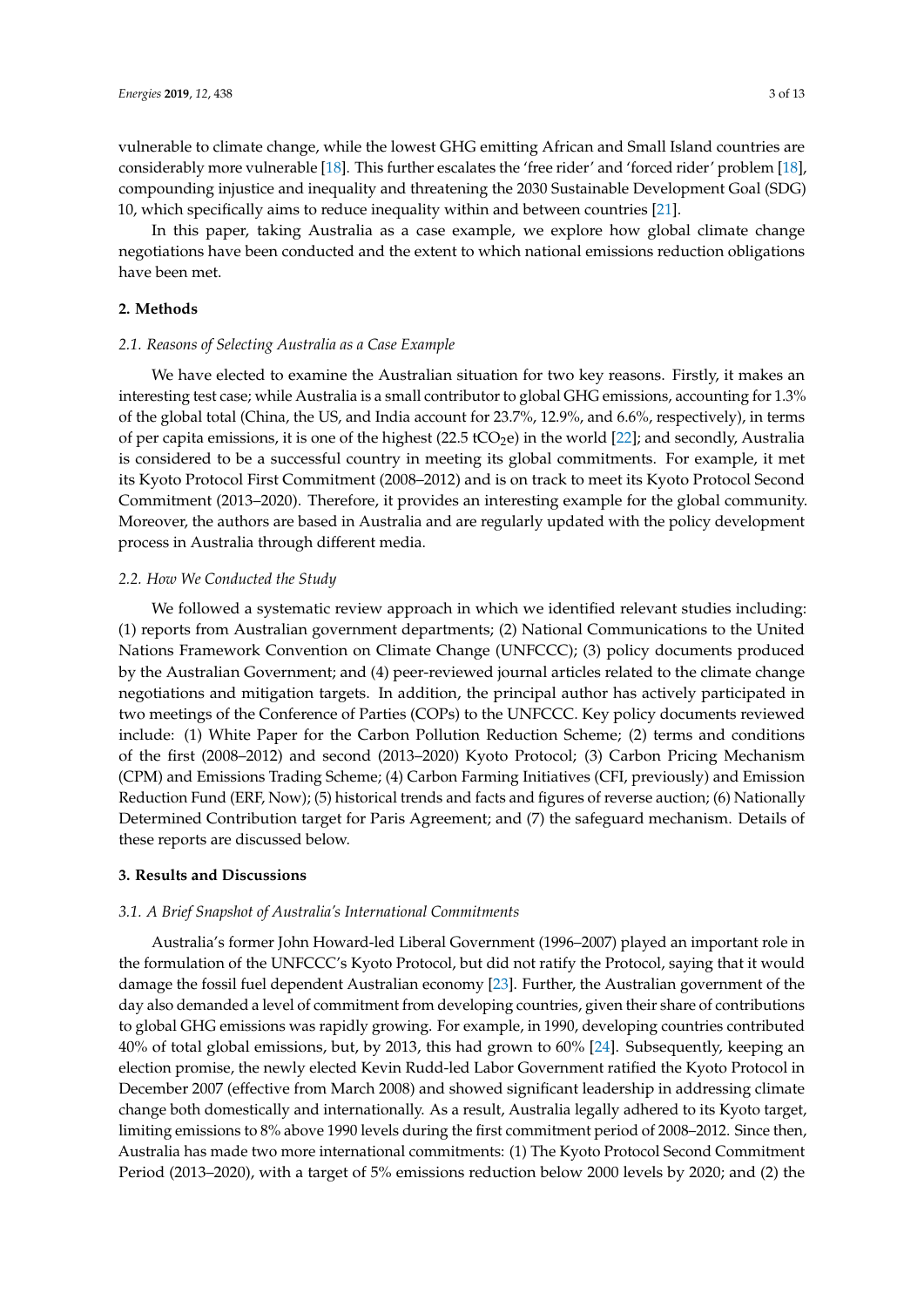vulnerable to climate change, while the lowest GHG emitting African and Small Island countries are considerably more vulnerable [18]. This further escalates the 'free rider' and 'forced rider' problem [18], compounding injustice and inequality and threatening the 2030 Sustainable Development Goal (SDG) 10, which specifically aims to reduce inequality within and between countries [21].

In this paper, taking Australia as a case example, we explore how global climate change negotiations have been conducted and the extent to which national emissions reduction obligations have been met.

## 2. Methods

### *2.1. Reasons of Selecting Australia as a Case Example*

We have elected to examine the Australian situation for two key reasons. Firstly, it makes an interesting test case; while Australia is a small contributor to global GHG emissions, accounting for 1.3% of the global total (China, the US, and India account for 23.7%, 12.9%, and 6.6%, respectively), in terms of per capita emissions, it is one of the highest (22.5 $tCO_2e$) in the world [22]; and secondly, Australia is considered to be a successful country in meeting its global commitments. For example, it met its Kyoto Protocol First Commitment (2008–2012) and is on track to meet its Kyoto Protocol Second Commitment (2013–2020). Therefore, it provides an interesting example for the global community. Moreover, the authors are based in Australia and are regularly updated with the policy development process in Australia through different media.

### *2.2. How We Conducted the Study*

We followed a systematic review approach in which we identified relevant studies including: (1) reports from Australian government departments; (2) National Communications to the United Nations Framework Convention on Climate Change (UNFCCC); (3) policy documents produced by the Australian Government; and (4) peer-reviewed journal articles related to the climate change negotiations and mitigation targets. In addition, the principal author has actively participated in two meetings of the Conference of Parties (COPs) to the UNFCCC. Key policy documents reviewed include: (1) White Paper for the Carbon Pollution Reduction Scheme; (2) terms and conditions of the first (2008–2012) and second (2013–2020) Kyoto Protocol; (3) Carbon Pricing Mechanism (CPM) and Emissions Trading Scheme; (4) Carbon Farming Initiatives (CFI, previously) and Emission Reduction Fund (ERF, Now); (5) historical trends and facts and figures of reverse auction; (6) Nationally Determined Contribution target for Paris Agreement; and (7) the safeguard mechanism. Details of these reports are discussed below.

## 3. Results and Discussions

### *3.1. A Brief Snapshot of Australia's International Commitments*

Australia's former John Howard-led Liberal Government (1996–2007) played an important role in the formulation of the UNFCCC's Kyoto Protocol, but did not ratify the Protocol, saying that it would damage the fossil fuel dependent Australian economy [23]. Further, the Australian government of the day also demanded a level of commitment from developing countries, given their share of contributions to global GHG emissions was rapidly growing. For example, in 1990, developing countries contributed 40% of total global emissions, but, by 2013, this had grown to 60% [24]. Subsequently, keeping an election promise, the newly elected Kevin Rudd-led Labor Government ratified the Kyoto Protocol in December 2007 (effective from March 2008) and showed significant leadership in addressing climate change both domestically and internationally. As a result, Australia legally adhered to its Kyoto target, limiting emissions to 8% above 1990 levels during the first commitment period of 2008–2012. Since then, Australia has made two more international commitments: (1) The Kyoto Protocol Second Commitment Period (2013–2020), with a target of 5% emissions reduction below 2000 levels by 2020; and (2) the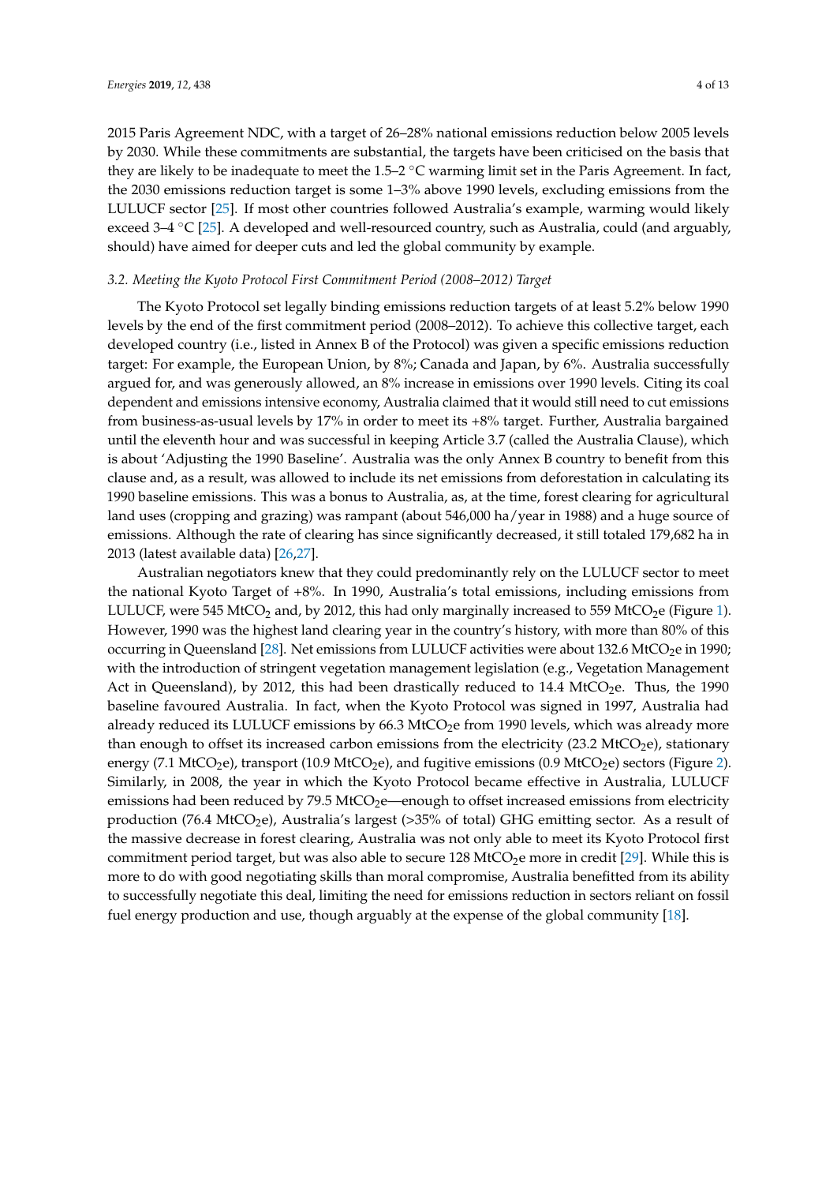2015 Paris Agreement NDC, with a target of 26–28% national emissions reduction below 2005 levels by 2030. While these commitments are substantial, the targets have been criticised on the basis that they are likely to be inadequate to meet the 1.5–2 °C warming limit set in the Paris Agreement. In fact, the 2030 emissions reduction target is some 1–3% above 1990 levels, excluding emissions from the LULUCF sector [25]. If most other countries followed Australia's example, warming would likely exceed 3–4 °C [25]. A developed and well-resourced country, such as Australia, could (and arguably, should) have aimed for deeper cuts and led the global community by example.

### *3.2. Meeting the Kyoto Protocol First Commitment Period (2008–2012) Target*

The Kyoto Protocol set legally binding emissions reduction targets of at least 5.2% below 1990 levels by the end of the first commitment period (2008–2012). To achieve this collective target, each developed country (i.e., listed in Annex B of the Protocol) was given a specific emissions reduction target: For example, the European Union, by 8%; Canada and Japan, by 6%. Australia successfully argued for, and was generously allowed, an 8% increase in emissions over 1990 levels. Citing its coal dependent and emissions intensive economy, Australia claimed that it would still need to cut emissions from business-as-usual levels by 17% in order to meet its +8% target. Further, Australia bargained until the eleventh hour and was successful in keeping Article 3.7 (called the Australia Clause), which is about 'Adjusting the 1990 Baseline'. Australia was the only Annex B country to benefit from this clause and, as a result, was allowed to include its net emissions from deforestation in calculating its 1990 baseline emissions. This was a bonus to Australia, as, at the time, forest clearing for agricultural land uses (cropping and grazing) was rampant (about 546,000 ha/year in 1988) and a huge source of emissions. Although the rate of clearing has since significantly decreased, it still totaled 179,682 ha in 2013 (latest available data) [26,27].

Australian negotiators knew that they could predominantly rely on the LULUCF sector to meet the national Kyoto Target of +8%. In 1990, Australia's total emissions, including emissions from LULUCF, were 545 $MtCO_2$ and, by 2012, this had only marginally increased to 559 $MtCO_2e$ (Figure 1). However, 1990 was the highest land clearing year in the country's history, with more than 80% of this occurring in Queensland [28]. Net emissions from LULUCF activities were about 132.6 $MtCO_2e$ in 1990; with the introduction of stringent vegetation management legislation (e.g., Vegetation Management Act in Queensland), by 2012, this had been drastically reduced to 14.4 $MtCO_2e$. Thus, the 1990 baseline favoured Australia. In fact, when the Kyoto Protocol was signed in 1997, Australia had already reduced its LULUCF emissions by 66.3 $MtCO_2e$ from 1990 levels, which was already more than enough to offset its increased carbon emissions from the electricity (23.2 $MtCO_2e$), stationary energy (7.1 $MtCO_2e$), transport (10.9 $MtCO_2e$), and fugitive emissions (0.9 $MtCO_2e$) sectors (Figure 2). Similarly, in 2008, the year in which the Kyoto Protocol became effective in Australia, LULUCF emissions had been reduced by 79.5 $MtCO_2e$—enough to offset increased emissions from electricity production (76.4 $MtCO_2e$), Australia's largest (>35% of total) GHG emitting sector. As a result of the massive decrease in forest clearing, Australia was not only able to meet its Kyoto Protocol first commitment period target, but was also able to secure 128 $MtCO_2e$ more in credit [29]. While this is more to do with good negotiating skills than moral compromise, Australia benefitted from its ability to successfully negotiate this deal, limiting the need for emissions reduction in sectors reliant on fossil fuel energy production and use, though arguably at the expense of the global community [18].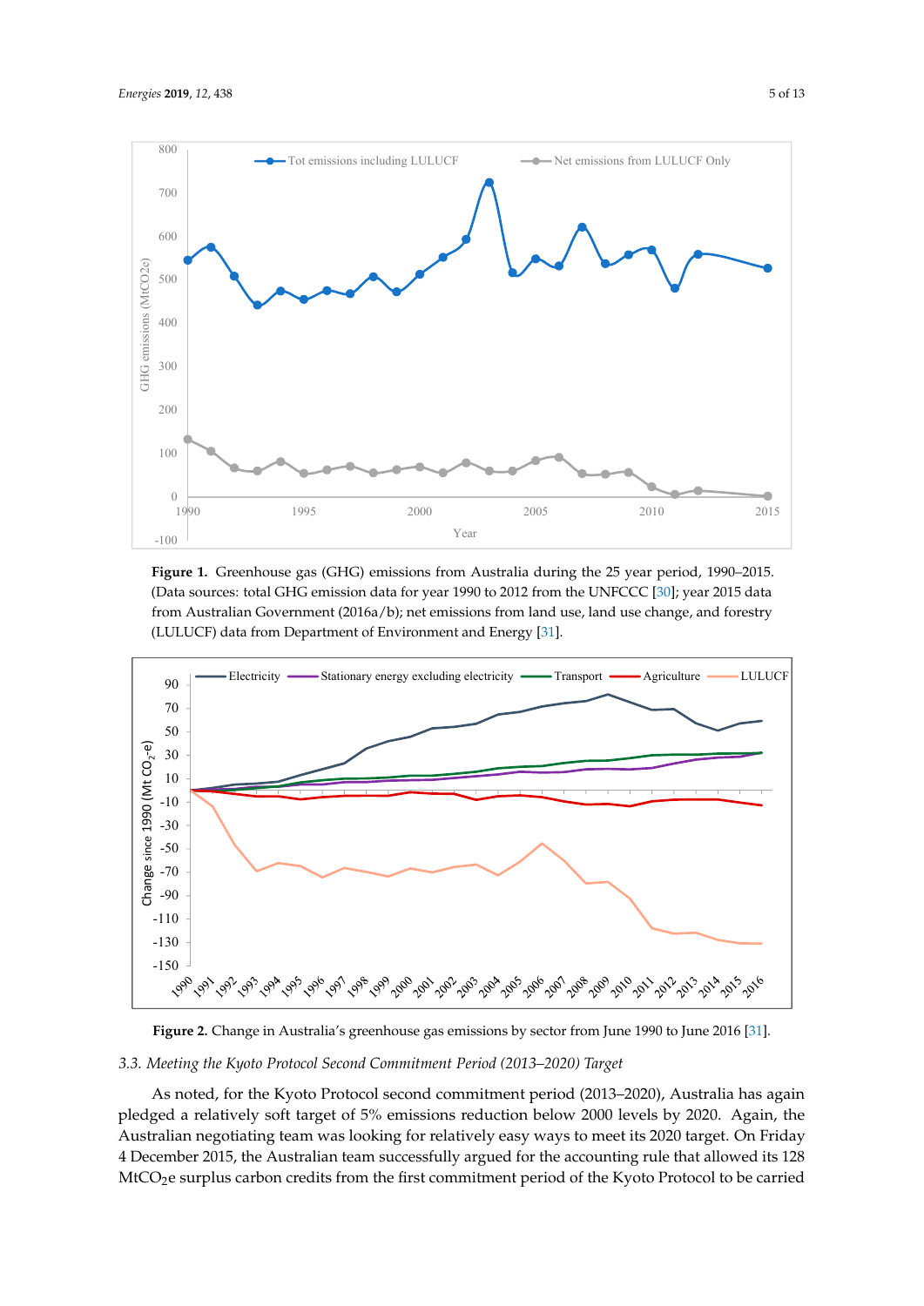**Figure 1.** Greenhouse gas (GHG) emissions from Australia during the 25 year period, 1990–2015. (Data sources: total GHG emission data for year 1990 to 2012 from the UNFCCC [30]; year 2015 data from Australian Government (2016a/b); net emissions from land use, land use change, and forestry (LULUCF) data from Department of Environment and Energy [31].

**Figure 2.** Change in Australia's greenhouse gas emissions by sector from June 1990 to June 2016 [31].

### 3.3. Meeting the Kyoto Protocol Second Commitment Period (2013–2020) Target

As noted, for the Kyoto Protocol second commitment period (2013–2020), Australia has again pledged a relatively soft target of 5% emissions reduction below 2000 levels by 2020. Again, the Australian negotiating team was looking for relatively easy ways to meet its 2020 target. On Friday 4 December 2015, the Australian team successfully argued for the accounting rule that allowed its 128 $MtCO_2e$ surplus carbon credits from the first commitment period of the Kyoto Protocol to be carried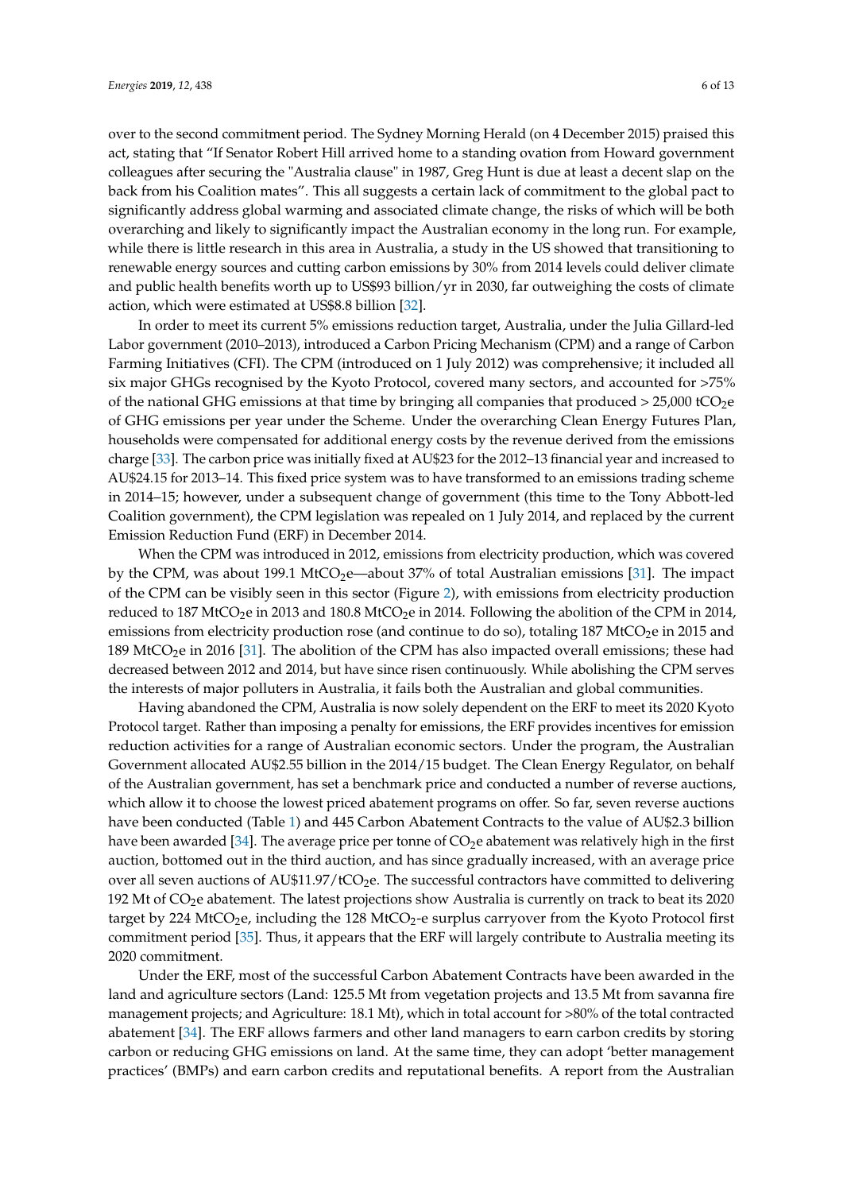over to the second commitment period. The Sydney Morning Herald (on 4 December 2015) praised this act, stating that "If Senator Robert Hill arrived home to a standing ovation from Howard government colleagues after securing the "Australia clause" in 1987, Greg Hunt is due at least a decent slap on the back from his Coalition mates". This all suggests a certain lack of commitment to the global pact to significantly address global warming and associated climate change, the risks of which will be both overarching and likely to significantly impact the Australian economy in the long run. For example, while there is little research in this area in Australia, a study in the US showed that transitioning to renewable energy sources and cutting carbon emissions by 30% from 2014 levels could deliver climate and public health benefits worth up to US$93 billion/yr in 2030, far outweighing the costs of climate action, which were estimated at US$8.8 billion [32].

In order to meet its current 5% emissions reduction target, Australia, under the Julia Gillard-led Labor government (2010–2013), introduced a Carbon Pricing Mechanism (CPM) and a range of Carbon Farming Initiatives (CFI). The CPM (introduced on 1 July 2012) was comprehensive; it included all six major GHGs recognised by the Kyoto Protocol, covered many sectors, and accounted for >75% of the national GHG emissions at that time by bringing all companies that produced > 25,000 $tCO_2e$ of GHG emissions per year under the Scheme. Under the overarching Clean Energy Futures Plan, households were compensated for additional energy costs by the revenue derived from the emissions charge [33]. The carbon price was initially fixed at AU$23 for the 2012–13 financial year and increased to AU$24.15 for 2013–14. This fixed price system was to have transformed to an emissions trading scheme in 2014–15; however, under a subsequent change of government (this time to the Tony Abbott-led Coalition government), the CPM legislation was repealed on 1 July 2014, and replaced by the current Emission Reduction Fund (ERF) in December 2014.

When the CPM was introduced in 2012, emissions from electricity production, which was covered by the CPM, was about 199.1 $MtCO_2e$—about 37% of total Australian emissions [31]. The impact of the CPM can be visibly seen in this sector (Figure 2), with emissions from electricity production reduced to 187 $MtCO_2e$ in 2013 and 180.8 $MtCO_2e$ in 2014. Following the abolition of the CPM in 2014, emissions from electricity production rose (and continue to do so), totaling 187 $MtCO_2e$ in 2015 and 189 $MtCO_2e$ in 2016 [31]. The abolition of the CPM has also impacted overall emissions; these had decreased between 2012 and 2014, but have since risen continuously. While abolishing the CPM serves the interests of major polluters in Australia, it fails both the Australian and global communities.

Having abandoned the CPM, Australia is now solely dependent on the ERF to meet its 2020 Kyoto Protocol target. Rather than imposing a penalty for emissions, the ERF provides incentives for emission reduction activities for a range of Australian economic sectors. Under the program, the Australian Government allocated AU$2.55 billion in the 2014/15 budget. The Clean Energy Regulator, on behalf of the Australian government, has set a benchmark price and conducted a number of reverse auctions, which allow it to choose the lowest priced abatement programs on offer. So far, seven reverse auctions have been conducted (Table 1) and 445 Carbon Abatement Contracts to the value of AU$2.3 billion have been awarded [34]. The average price per tonne of $CO_2e$ abatement was relatively high in the first auction, bottomed out in the third auction, and has since gradually increased, with an average price over all seven auctions of AU$11.97/$tCO_2e$. The successful contractors have committed to delivering 192 Mt of $CO_2e$ abatement. The latest projections show Australia is currently on track to beat its 2020 target by 224 $MtCO_2e$, including the 128 $MtCO_2$-e surplus carryover from the Kyoto Protocol first commitment period [35]. Thus, it appears that the ERF will largely contribute to Australia meeting its 2020 commitment.

Under the ERF, most of the successful Carbon Abatement Contracts have been awarded in the land and agriculture sectors (Land: 125.5 Mt from vegetation projects and 13.5 Mt from savanna fire management projects; and Agriculture: 18.1 Mt), which in total account for >80% of the total contracted abatement [34]. The ERF allows farmers and other land managers to earn carbon credits by storing carbon or reducing GHG emissions on land. At the same time, they can adopt 'better management practices' (BMPs) and earn carbon credits and reputational benefits. A report from the Australian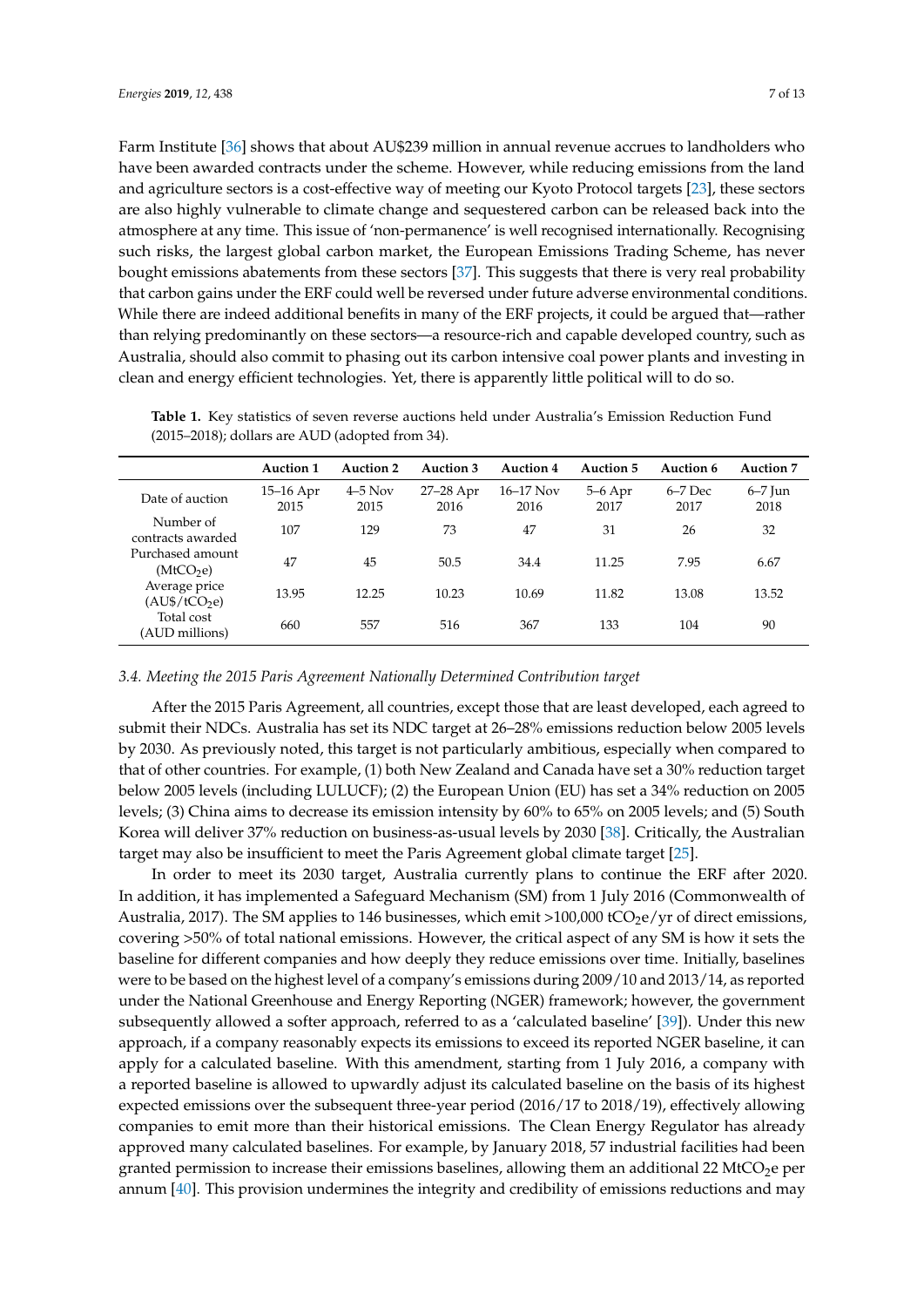Farm Institute [36] shows that about AU$239 million in annual revenue accrues to landholders who have been awarded contracts under the scheme. However, while reducing emissions from the land and agriculture sectors is a cost-effective way of meeting our Kyoto Protocol targets [23], these sectors are also highly vulnerable to climate change and sequestered carbon can be released back into the atmosphere at any time. This issue of 'non-permanence' is well recognised internationally. Recognising such risks, the largest global carbon market, the European Emissions Trading Scheme, has never bought emissions abatements from these sectors [37]. This suggests that there is very real probability that carbon gains under the ERF could well be reversed under future adverse environmental conditions. While there are indeed additional benefits in many of the ERF projects, it could be argued that—rather than relying predominantly on these sectors—a resource-rich and capable developed country, such as Australia, should also commit to phasing out its carbon intensive coal power plants and investing in clean and energy efficient technologies. Yet, there is apparently little political will to do so.

**Table 1.** Key statistics of seven reverse auctions held under Australia's Emission Reduction Fund (2015–2018); dollars are AUD (adopted from 34).

| | Auction 1 | Auction 2 | Auction 3 | Auction 4 | Auction 5 | Auction 6 | Auction 7 |
|---|---|---|---|---|---|---|---|
| Date of auction | 15–16 Apr 2015 | 4–5 Nov 2015 | 27–28 Apr 2016 | 16–17 Nov 2016 | 5–6 Apr 2017 | 6–7 Dec 2017 | 6–7 Jun 2018 |
| Number of contracts awarded | 107 | 129 | 73 | 47 | 31 | 26 | 32 |
| Purchased amount ($MtCO_2e$) | 47 | 45 | 50.5 | 34.4 | 11.25 | 7.95 | 6.67 |
| Average price (AU$/$tCO_2e$) | 13.95 | 12.25 | 10.23 | 10.69 | 11.82 | 13.08 | 13.52 |
| Total cost (AUD millions) | 660 | 557 | 516 | 367 | 133 | 104 | 90 |

### 3.4. Meeting the 2015 Paris Agreement Nationally Determined Contribution target

After the 2015 Paris Agreement, all countries, except those that are least developed, each agreed to submit their NDCs. Australia has set its NDC target at 26–28% emissions reduction below 2005 levels by 2030. As previously noted, this target is not particularly ambitious, especially when compared to that of other countries. For example, (1) both New Zealand and Canada have set a 30% reduction target below 2005 levels (including LULUCF); (2) the European Union (EU) has set a 34% reduction on 2005 levels; (3) China aims to decrease its emission intensity by 60% to 65% on 2005 levels; and (5) South Korea will deliver 37% reduction on business-as-usual levels by 2030 [38]. Critically, the Australian target may also be insufficient to meet the Paris Agreement global climate target [25].

In order to meet its 2030 target, Australia currently plans to continue the ERF after 2020. In addition, it has implemented a Safeguard Mechanism (SM) from 1 July 2016 (Commonwealth of Australia, 2017). The SM applies to 146 businesses, which emit >100,000 $tCO_2e$/yr of direct emissions, covering >50% of total national emissions. However, the critical aspect of any SM is how it sets the baseline for different companies and how deeply they reduce emissions over time. Initially, baselines were to be based on the highest level of a company's emissions during 2009/10 and 2013/14, as reported under the National Greenhouse and Energy Reporting (NGER) framework; however, the government subsequently allowed a softer approach, referred to as a 'calculated baseline' [39]). Under this new approach, if a company reasonably expects its emissions to exceed its reported NGER baseline, it can apply for a calculated baseline. With this amendment, starting from 1 July 2016, a company with a reported baseline is allowed to upwardly adjust its calculated baseline on the basis of its highest expected emissions over the subsequent three-year period (2016/17 to 2018/19), effectively allowing companies to emit more than their historical emissions. The Clean Energy Regulator has already approved many calculated baselines. For example, by January 2018, 57 industrial facilities had been granted permission to increase their emissions baselines, allowing them an additional 22 $MtCO_2e$ per annum [40]. This provision undermines the integrity and credibility of emissions reductions and may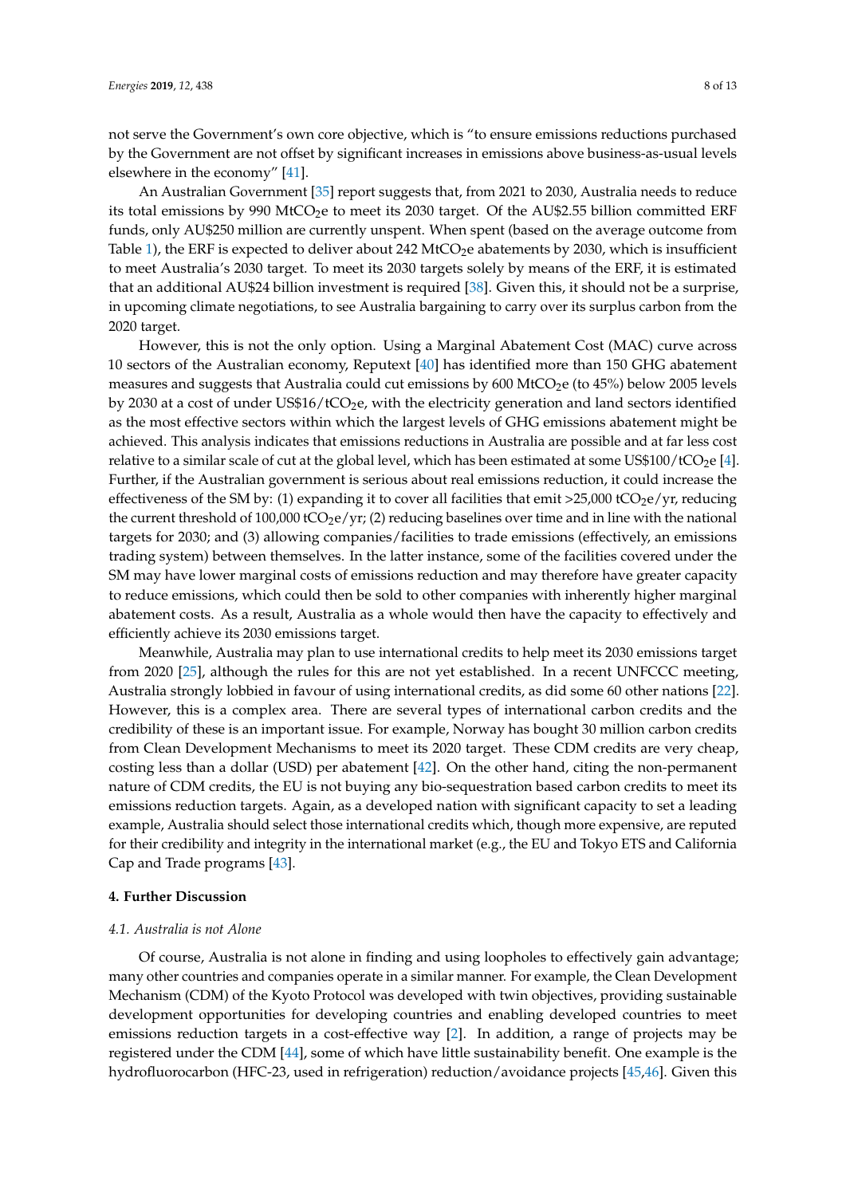not serve the Government's own core objective, which is "to ensure emissions reductions purchased by the Government are not offset by significant increases in emissions above business-as-usual levels elsewhere in the economy" [41].

An Australian Government [35] report suggests that, from 2021 to 2030, Australia needs to reduce its total emissions by 990 $MtCO_2e$ to meet its 2030 target. Of the AU$2.55 billion committed ERF funds, only AU$250 million are currently unspent. When spent (based on the average outcome from Table 1), the ERF is expected to deliver about 242 $MtCO_2e$ abatements by 2030, which is insufficient to meet Australia's 2030 target. To meet its 2030 targets solely by means of the ERF, it is estimated that an additional AU$24 billion investment is required [38]. Given this, it should not be a surprise, in upcoming climate negotiations, to see Australia bargaining to carry over its surplus carbon from the 2020 target.

However, this is not the only option. Using a Marginal Abatement Cost (MAC) curve across 10 sectors of the Australian economy, Reputext [40] has identified more than 150 GHG abatement measures and suggests that Australia could cut emissions by 600 $MtCO_2e$ (to 45%) below 2005 levels by 2030 at a cost of under US$16/$tCO_2e$, with the electricity generation and land sectors identified as the most effective sectors within which the largest levels of GHG emissions abatement might be achieved. This analysis indicates that emissions reductions in Australia are possible and at far less cost relative to a similar scale of cut at the global level, which has been estimated at some US$100/$tCO_2e$ [4]. Further, if the Australian government is serious about real emissions reduction, it could increase the effectiveness of the SM by: (1) expanding it to cover all facilities that emit >25,000 $tCO_2e$/yr, reducing the current threshold of 100,000 $tCO_2e$/yr; (2) reducing baselines over time and in line with the national targets for 2030; and (3) allowing companies/facilities to trade emissions (effectively, an emissions trading system) between themselves. In the latter instance, some of the facilities covered under the SM may have lower marginal costs of emissions reduction and may therefore have greater capacity to reduce emissions, which could then be sold to other companies with inherently higher marginal abatement costs. As a result, Australia as a whole would then have the capacity to effectively and efficiently achieve its 2030 emissions target.

Meanwhile, Australia may plan to use international credits to help meet its 2030 emissions target from 2020 [25], although the rules for this are not yet established. In a recent UNFCCC meeting, Australia strongly lobbied in favour of using international credits, as did some 60 other nations [22]. However, this is a complex area. There are several types of international carbon credits and the credibility of these is an important issue. For example, Norway has bought 30 million carbon credits from Clean Development Mechanisms to meet its 2020 target. These CDM credits are very cheap, costing less than a dollar (USD) per abatement [42]. On the other hand, citing the non-permanent nature of CDM credits, the EU is not buying any bio-sequestration based carbon credits to meet its emissions reduction targets. Again, as a developed nation with significant capacity to set a leading example, Australia should select those international credits which, though more expensive, are reputed for their credibility and integrity in the international market (e.g., the EU and Tokyo ETS and California Cap and Trade programs [43].

## 4. Further Discussion

### 4.1. Australia is not Alone

Of course, Australia is not alone in finding and using loopholes to effectively gain advantage; many other countries and companies operate in a similar manner. For example, the Clean Development Mechanism (CDM) of the Kyoto Protocol was developed with twin objectives, providing sustainable development opportunities for developing countries and enabling developed countries to meet emissions reduction targets in a cost-effective way [2]. In addition, a range of projects may be registered under the CDM [44], some of which have little sustainability benefit. One example is the hydrofluorocarbon (HFC-23, used in refrigeration) reduction/avoidance projects [45,46]. Given this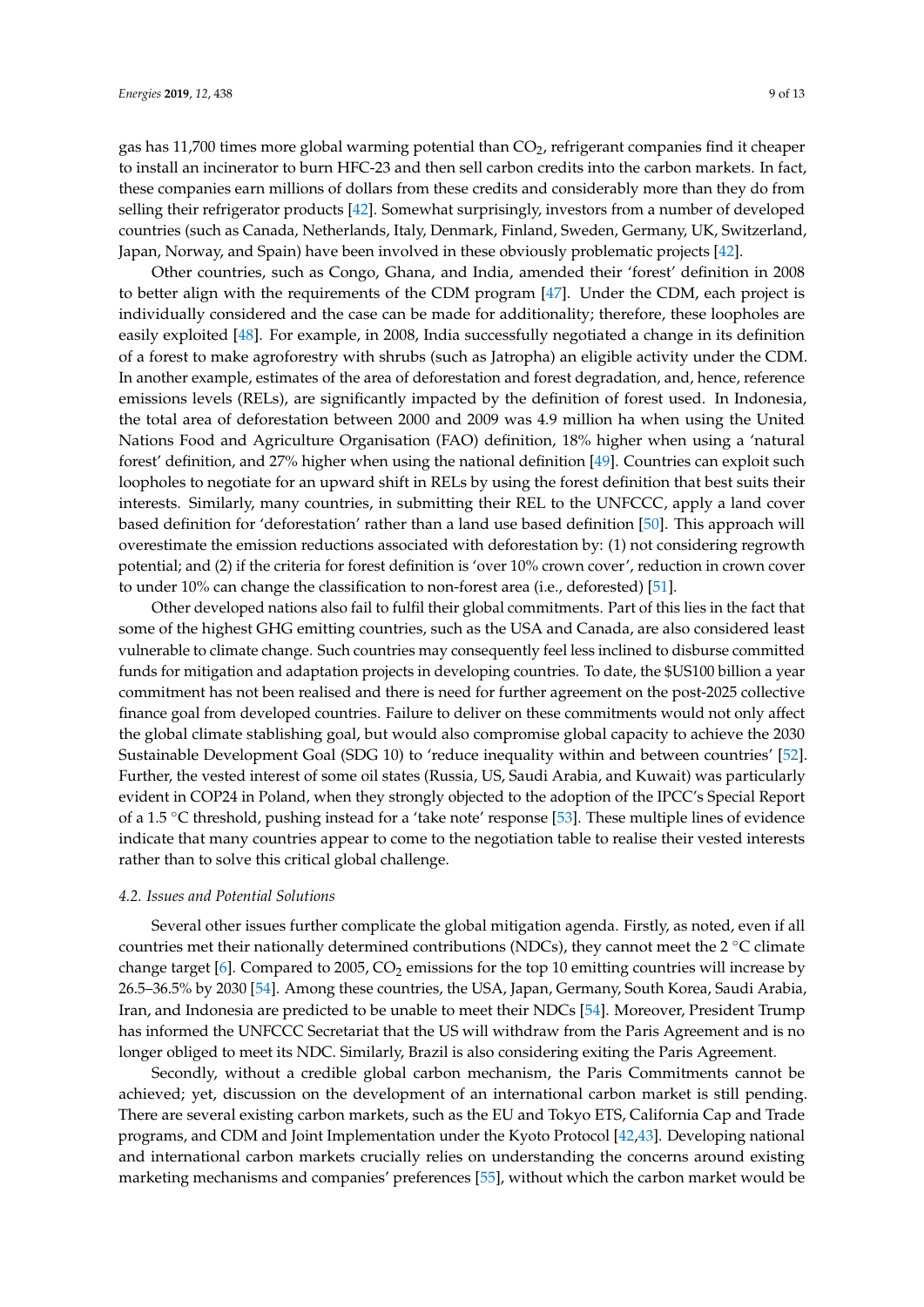gas has 11,700 times more global warming potential than $CO_2$, refrigerant companies find it cheaper to install an incinerator to burn HFC-23 and then sell carbon credits into the carbon markets. In fact, these companies earn millions of dollars from these credits and considerably more than they do from selling their refrigerator products [42]. Somewhat surprisingly, investors from a number of developed countries (such as Canada, Netherlands, Italy, Denmark, Finland, Sweden, Germany, UK, Switzerland, Japan, Norway, and Spain) have been involved in these obviously problematic projects [42].

Other countries, such as Congo, Ghana, and India, amended their 'forest' definition in 2008 to better align with the requirements of the CDM program [47]. Under the CDM, each project is individually considered and the case can be made for additionality; therefore, these loopholes are easily exploited [48]. For example, in 2008, India successfully negotiated a change in its definition of a forest to make agroforestry with shrubs (such as Jatropha) an eligible activity under the CDM. In another example, estimates of the area of deforestation and forest degradation, and, hence, reference emissions levels (RELs), are significantly impacted by the definition of forest used. In Indonesia, the total area of deforestation between 2000 and 2009 was 4.9 million ha when using the United Nations Food and Agriculture Organisation (FAO) definition, 18% higher when using a 'natural forest' definition, and 27% higher when using the national definition [49]. Countries can exploit such loopholes to negotiate for an upward shift in RELs by using the forest definition that best suits their interests. Similarly, many countries, in submitting their REL to the UNFCCC, apply a land cover based definition for 'deforestation' rather than a land use based definition [50]. This approach will overestimate the emission reductions associated with deforestation by: (1) not considering regrowth potential; and (2) if the criteria for forest definition is 'over 10% crown cover', reduction in crown cover to under 10% can change the classification to non-forest area (i.e., deforested) [51].

Other developed nations also fail to fulfil their global commitments. Part of this lies in the fact that some of the highest GHG emitting countries, such as the USA and Canada, are also considered least vulnerable to climate change. Such countries may consequently feel less inclined to disburse committed funds for mitigation and adaptation projects in developing countries. To date, the $US100 billion a year commitment has not been realised and there is need for further agreement on the post-2025 collective finance goal from developed countries. Failure to deliver on these commitments would not only affect the global climate stablishing goal, but would also compromise global capacity to achieve the 2030 Sustainable Development Goal (SDG 10) to 'reduce inequality within and between countries' [52]. Further, the vested interest of some oil states (Russia, US, Saudi Arabia, and Kuwait) was particularly evident in COP24 in Poland, when they strongly objected to the adoption of the IPCC's Special Report of a 1.5 °C threshold, pushing instead for a 'take note' response [53]. These multiple lines of evidence indicate that many countries appear to come to the negotiation table to realise their vested interests rather than to solve this critical global challenge.

### *4.2. Issues and Potential Solutions*

Several other issues further complicate the global mitigation agenda. Firstly, as noted, even if all countries met their nationally determined contributions (NDCs), they cannot meet the 2 °C climate change target [6]. Compared to 2005, $CO_2$ emissions for the top 10 emitting countries will increase by 26.5–36.5% by 2030 [54]. Among these countries, the USA, Japan, Germany, South Korea, Saudi Arabia, Iran, and Indonesia are predicted to be unable to meet their NDCs [54]. Moreover, President Trump has informed the UNFCCC Secretariat that the US will withdraw from the Paris Agreement and is no longer obliged to meet its NDC. Similarly, Brazil is also considering exiting the Paris Agreement.

Secondly, without a credible global carbon mechanism, the Paris Commitments cannot be achieved; yet, discussion on the development of an international carbon market is still pending. There are several existing carbon markets, such as the EU and Tokyo ETS, California Cap and Trade programs, and CDM and Joint Implementation under the Kyoto Protocol [42,43]. Developing national and international carbon markets crucially relies on understanding the concerns around existing marketing mechanisms and companies' preferences [55], without which the carbon market would be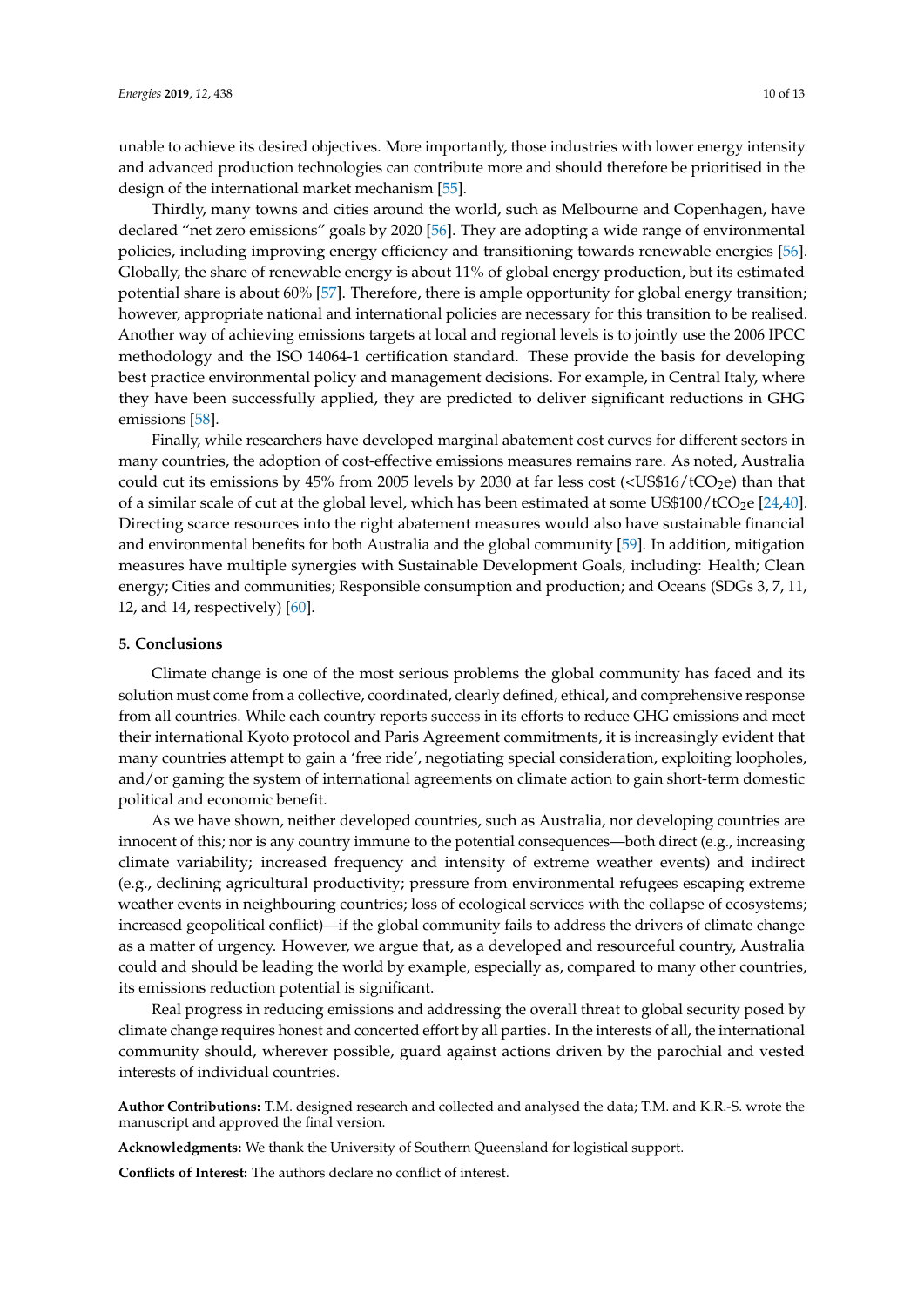unable to achieve its desired objectives. More importantly, those industries with lower energy intensity and advanced production technologies can contribute more and should therefore be prioritised in the design of the international market mechanism [55].

Thirdly, many towns and cities around the world, such as Melbourne and Copenhagen, have declared "net zero emissions" goals by 2020 [56]. They are adopting a wide range of environmental policies, including improving energy efficiency and transitioning towards renewable energies [56]. Globally, the share of renewable energy is about 11% of global energy production, but its estimated potential share is about 60% [57]. Therefore, there is ample opportunity for global energy transition; however, appropriate national and international policies are necessary for this transition to be realised. Another way of achieving emissions targets at local and regional levels is to jointly use the 2006 IPCC methodology and the ISO 14064-1 certification standard. These provide the basis for developing best practice environmental policy and management decisions. For example, in Central Italy, where they have been successfully applied, they are predicted to deliver significant reductions in GHG emissions [58].

Finally, while researchers have developed marginal abatement cost curves for different sectors in many countries, the adoption of cost-effective emissions measures remains rare. As noted, Australia could cut its emissions by 45% from 2005 levels by 2030 at far less cost (<US$16/t$CO_2$e) than that of a similar scale of cut at the global level, which has been estimated at some US$100/t$CO_2$e [24,40]. Directing scarce resources into the right abatement measures would also have sustainable financial and environmental benefits for both Australia and the global community [59]. In addition, mitigation measures have multiple synergies with Sustainable Development Goals, including: Health; Clean energy; Cities and communities; Responsible consumption and production; and Oceans (SDGs 3, 7, 11, 12, and 14, respectively) [60].

## 5. Conclusions

Climate change is one of the most serious problems the global community has faced and its solution must come from a collective, coordinated, clearly defined, ethical, and comprehensive response from all countries. While each country reports success in its efforts to reduce GHG emissions and meet their international Kyoto protocol and Paris Agreement commitments, it is increasingly evident that many countries attempt to gain a 'free ride', negotiating special consideration, exploiting loopholes, and/or gaming the system of international agreements on climate action to gain short-term domestic political and economic benefit.

As we have shown, neither developed countries, such as Australia, nor developing countries are innocent of this; nor is any country immune to the potential consequences—both direct (e.g., increasing climate variability; increased frequency and intensity of extreme weather events) and indirect (e.g., declining agricultural productivity; pressure from environmental refugees escaping extreme weather events in neighbouring countries; loss of ecological services with the collapse of ecosystems; increased geopolitical conflict)—if the global community fails to address the drivers of climate change as a matter of urgency. However, we argue that, as a developed and resourceful country, Australia could and should be leading the world by example, especially as, compared to many other countries, its emissions reduction potential is significant.

Real progress in reducing emissions and addressing the overall threat to global security posed by climate change requires honest and concerted effort by all parties. In the interests of all, the international community should, wherever possible, guard against actions driven by the parochial and vested interests of individual countries.

**Author Contributions:** T.M. designed research and collected and analysed the data; T.M. and K.R.-S. wrote the manuscript and approved the final version.

**Acknowledgments:** We thank the University of Southern Queensland for logistical support.

**Conflicts of Interest:** The authors declare no conflict of interest.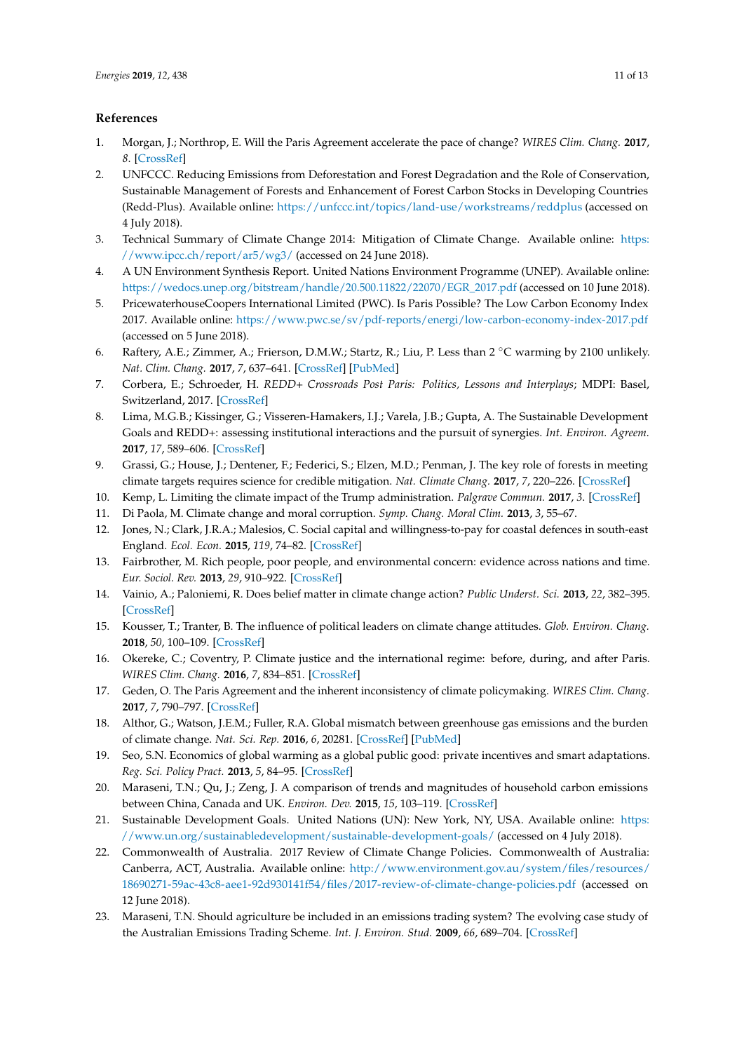## References

1. Morgan, J.; Northrop, E. Will the Paris Agreement accelerate the pace of change? *WIRES Clim. Chang.* **2017**, *8*. [CrossRef]
2. UNFCCC. Reducing Emissions from Deforestation and Forest Degradation and the Role of Conservation, Sustainable Management of Forests and Enhancement of Forest Carbon Stocks in Developing Countries (Redd-Plus). Available online: https://unfccc.int/topics/land-use/workstreams/reddplus (accessed on 4 July 2018).
3. Technical Summary of Climate Change 2014: Mitigation of Climate Change. Available online: https://www.ipcc.ch/report/ar5/wg3/ (accessed on 24 June 2018).
4. A UN Environment Synthesis Report. United Nations Environment Programme (UNEP). Available online: https://wedocs.unep.org/bitstream/handle/20.500.11822/22070/EGR_2017.pdf (accessed on 10 June 2018).
5. PricewaterhouseCoopers International Limited (PWC). Is Paris Possible? The Low Carbon Economy Index 2017. Available online: https://www.pwc.se/sv/pdf-reports/energi/low-carbon-economy-index-2017.pdf (accessed on 5 June 2018).
6. Raftery, A.E.; Zimmer, A.; Frierson, D.M.W.; Startz, R.; Liu, P. Less than 2 °C warming by 2100 unlikely. *Nat. Clim. Chang.* **2017**, *7*, 637–641. [CrossRef] [PubMed]
7. Corbera, E.; Schroeder, H. *REDD+ Crossroads Post Paris: Politics, Lessons and Interplays*; MDPI: Basel, Switzerland, 2017. [CrossRef]
8. Lima, M.G.B.; Kissinger, G.; Visseren-Hamakers, I.J.; Varela, J.B.; Gupta, A. The Sustainable Development Goals and REDD+: assessing institutional interactions and the pursuit of synergies. *Int. Environ. Agreem.* **2017**, *17*, 589–606. [CrossRef]
9. Grassi, G.; House, J.; Dentener, F.; Federici, S.; Elzen, M.D.; Penman, J. The key role of forests in meeting climate targets requires science for credible mitigation. *Nat. Climate Chang.* **2017**, *7*, 220–226. [CrossRef]
10. Kemp, L. Limiting the climate impact of the Trump administration. *Palgrave Commun.* **2017**, *3*. [CrossRef]
11. Di Paola, M. Climate change and moral corruption. *Symp. Chang. Moral Clim.* **2013**, *3*, 55–67.
12. Jones, N.; Clark, J.R.A.; Malesios, C. Social capital and willingness-to-pay for coastal defences in south-east England. *Ecol. Econ.* **2015**, *119*, 74–82. [CrossRef]
13. Fairbrother, M. Rich people, poor people, and environmental concern: evidence across nations and time. *Eur. Sociol. Rev.* **2013**, *29*, 910–922. [CrossRef]
14. Vainio, A.; Paloniemi, R. Does belief matter in climate change action? *Public Underst. Sci.* **2013**, *22*, 382–395. [CrossRef]
15. Kousser, T.; Tranter, B. The influence of political leaders on climate change attitudes. *Glob. Environ. Chang.* **2018**, *50*, 100–109. [CrossRef]
16. Okereke, C.; Coventry, P. Climate justice and the international regime: before, during, and after Paris. *WIRES Clim. Chang.* **2016**, *7*, 834–851. [CrossRef]
17. Geden, O. The Paris Agreement and the inherent inconsistency of climate policymaking. *WIRES Clim. Chang.* **2017**, *7*, 790–797. [CrossRef]
18. Althor, G.; Watson, J.E.M.; Fuller, R.A. Global mismatch between greenhouse gas emissions and the burden of climate change. *Nat. Sci. Rep.* **2016**, *6*, 20281. [CrossRef] [PubMed]
19. Seo, S.N. Economics of global warming as a global public good: private incentives and smart adaptations. *Reg. Sci. Policy Pract.* **2013**, *5*, 84–95. [CrossRef]
20. Maraseni, T.N.; Qu, J.; Zeng, J. A comparison of trends and magnitudes of household carbon emissions between China, Canada and UK. *Environ. Dev.* **2015**, *15*, 103–119. [CrossRef]
21. Sustainable Development Goals. United Nations (UN): New York, NY, USA. Available online: https://www.un.org/sustainabledevelopment/sustainable-development-goals/ (accessed on 4 July 2018).
22. Commonwealth of Australia. 2017 Review of Climate Change Policies. Commonwealth of Australia: Canberra, ACT, Australia. Available online: http://www.environment.gov.au/system/files/resources/18690271-59ac-43c8-aee1-92d930141f54/files/2017-review-of-climate-change-policies.pdf (accessed on 12 June 2018).
23. Maraseni, T.N. Should agriculture be included in an emissions trading system? The evolving case study of the Australian Emissions Trading Scheme. *Int. J. Environ. Stud.* **2009**, *66*, 689–704. [CrossRef]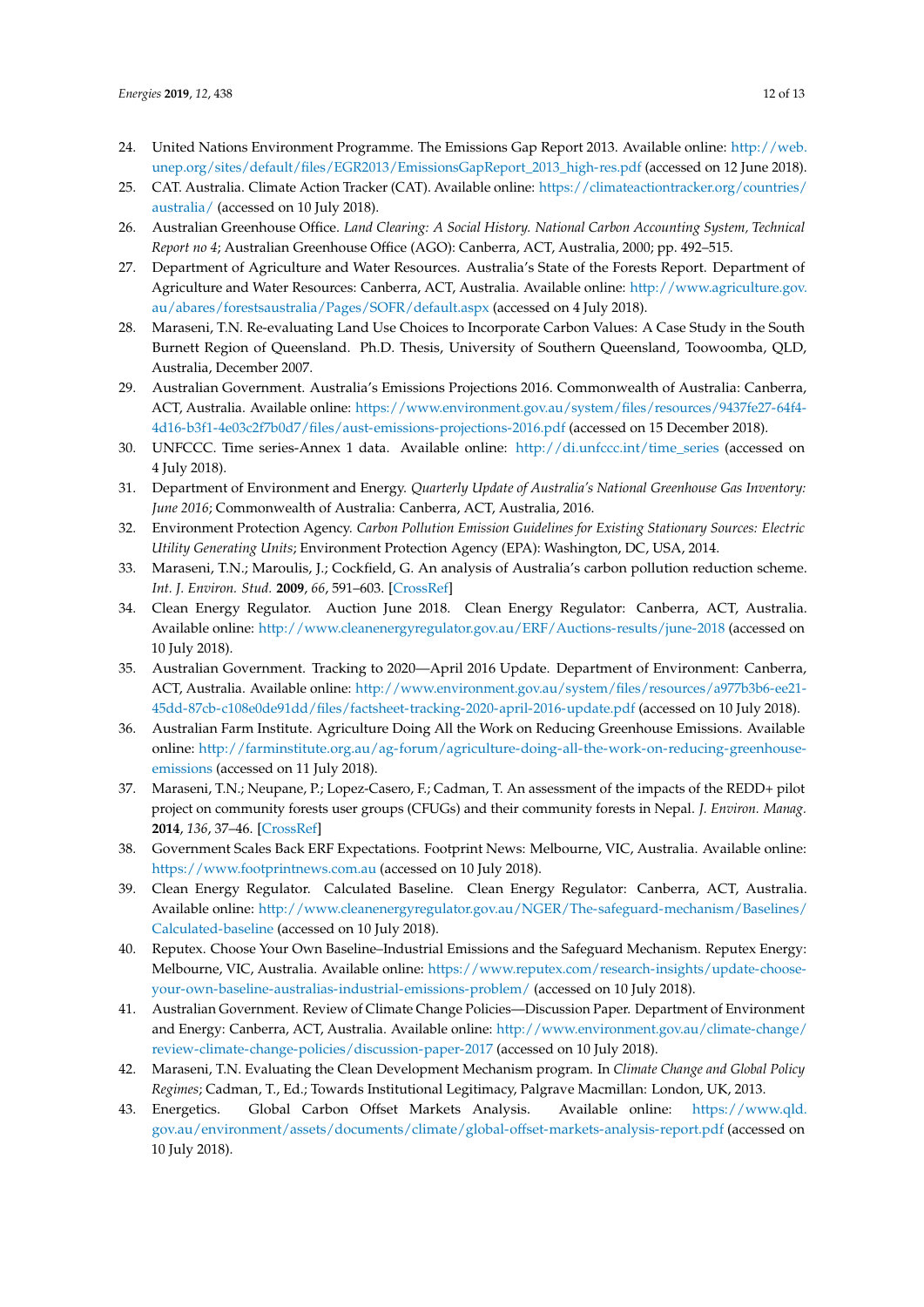24. United Nations Environment Programme. The Emissions Gap Report 2013. Available online: http://web.unep.org/sites/default/files/EGR2013/EmissionsGapReport_2013_high-res.pdf (accessed on 12 June 2018).
25. CAT. Australia. Climate Action Tracker (CAT). Available online: https://climateactiontracker.org/countries/australia/ (accessed on 10 July 2018).
26. Australian Greenhouse Office. *Land Clearing: A Social History. National Carbon Accounting System, Technical Report no 4*; Australian Greenhouse Office (AGO): Canberra, ACT, Australia, 2000; pp. 492–515.
27. Department of Agriculture and Water Resources. Australia's State of the Forests Report. Department of Agriculture and Water Resources: Canberra, ACT, Australia. Available online: http://www.agriculture.gov.au/abares/forestsaustralia/Pages/SOFR/default.aspx (accessed on 4 July 2018).
28. Maraseni, T.N. Re-evaluating Land Use Choices to Incorporate Carbon Values: A Case Study in the South Burnett Region of Queensland. Ph.D. Thesis, University of Southern Queensland, Toowoomba, QLD, Australia, December 2007.
29. Australian Government. Australia's Emissions Projections 2016. Commonwealth of Australia: Canberra, ACT, Australia. Available online: https://www.environment.gov.au/system/files/resources/9437fe27-64f4-4d16-b3f1-4e03c2f7b0d7/files/aust-emissions-projections-2016.pdf (accessed on 15 December 2018).
30. UNFCCC. Time series-Annex 1 data. Available online: http://di.unfccc.int/time_series (accessed on 4 July 2018).
31. Department of Environment and Energy. *Quarterly Update of Australia's National Greenhouse Gas Inventory: June 2016*; Commonwealth of Australia: Canberra, ACT, Australia, 2016.
32. Environment Protection Agency. *Carbon Pollution Emission Guidelines for Existing Stationary Sources: Electric Utility Generating Units*; Environment Protection Agency (EPA): Washington, DC, USA, 2014.
33. Maraseni, T.N.; Maroulis, J.; Cockfield, G. An analysis of Australia's carbon pollution reduction scheme. *Int. J. Environ. Stud.* **2009**, *66*, 591–603. [CrossRef]
34. Clean Energy Regulator. Auction June 2018. Clean Energy Regulator: Canberra, ACT, Australia. Available online: http://www.cleanenergyregulator.gov.au/ERF/Auctions-results/june-2018 (accessed on 10 July 2018).
35. Australian Government. Tracking to 2020—April 2016 Update. Department of Environment: Canberra, ACT, Australia. Available online: http://www.environment.gov.au/system/files/resources/a977b3b6-ee21-45dd-87cb-c108e0de91dd/files/factsheet-tracking-2020-april-2016-update.pdf (accessed on 10 July 2018).
36. Australian Farm Institute. Agriculture Doing All the Work on Reducing Greenhouse Emissions. Available online: http://farminstitute.org.au/ag-forum/agriculture-doing-all-the-work-on-reducing-greenhouse-emissions (accessed on 11 July 2018).
37. Maraseni, T.N.; Neupane, P.; Lopez-Casero, F.; Cadman, T. An assessment of the impacts of the REDD+ pilot project on community forests user groups (CFUGs) and their community forests in Nepal. *J. Environ. Manag.* **2014**, *136*, 37–46. [CrossRef]
38. Government Scales Back ERF Expectations. Footprint News: Melbourne, VIC, Australia. Available online: https://www.footprintnews.com.au (accessed on 10 July 2018).
39. Clean Energy Regulator. Calculated Baseline. Clean Energy Regulator: Canberra, ACT, Australia. Available online: http://www.cleanenergyregulator.gov.au/NGER/The-safeguard-mechanism/Baselines/Calculated-baseline (accessed on 10 July 2018).
40. Reputex. Choose Your Own Baseline–Industrial Emissions and the Safeguard Mechanism. Reputex Energy: Melbourne, VIC, Australia. Available online: https://www.reputex.com/research-insights/update-choose-your-own-baseline-australias-industrial-emissions-problem/ (accessed on 10 July 2018).
41. Australian Government. Review of Climate Change Policies—Discussion Paper. Department of Environment and Energy: Canberra, ACT, Australia. Available online: http://www.environment.gov.au/climate-change/review-climate-change-policies/discussion-paper-2017 (accessed on 10 July 2018).
42. Maraseni, T.N. Evaluating the Clean Development Mechanism program. In *Climate Change and Global Policy Regimes*; Cadman, T., Ed.; Towards Institutional Legitimacy, Palgrave Macmillan: London, UK, 2013.
43. Energetics. Global Carbon Offset Markets Analysis. Available online: https://www.qld.gov.au/environment/assets/documents/climate/global-offset-markets-analysis-report.pdf (accessed on 10 July 2018).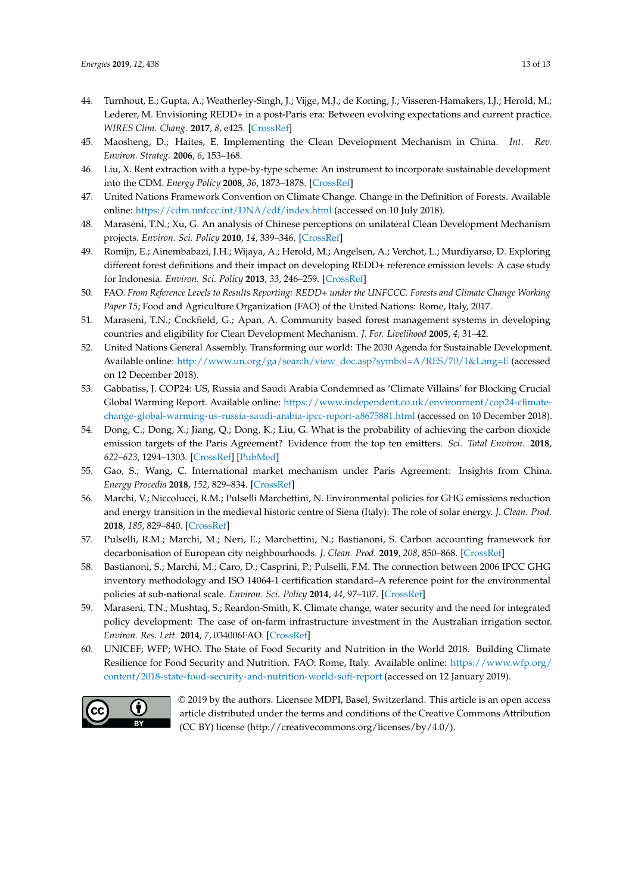44. Turnhout, E.; Gupta, A.; Weatherley-Singh, J.; Vijge, M.J.; de Koning, J.; Visseren-Hamakers, I.J.; Herold, M.; Lederer, M. Envisioning REDD+ in a post-Paris era: Between evolving expectations and current practice. *WIRES Clim. Chang.* **2017**, *8*, e425. [CrossRef]
45. Maosheng, D.; Haites, E. Implementing the Clean Development Mechanism in China. *Int. Rev. Environ. Strateg.* **2006**, *6*, 153–168.
46. Liu, X. Rent extraction with a type-by-type scheme: An instrument to incorporate sustainable development into the CDM. *Energy Policy* **2008**, *36*, 1873–1878. [CrossRef]
47. United Nations Framework Convention on Climate Change. Change in the Definition of Forests. Available online: https://cdm.unfccc.int/DNA/cdf/index.html (accessed on 10 July 2018).
48. Maraseni, T.N.; Xu, G. An analysis of Chinese perceptions on unilateral Clean Development Mechanism projects. *Environ. Sci. Policy* **2010**, *14*, 339–346. [CrossRef]
49. Romijn, E.; Ainembabazi, J.H.; Wijaya, A.; Herold, M.; Angelsen, A.; Verchot, L.; Murdiyarso, D. Exploring different forest definitions and their impact on developing REDD+ reference emission levels: A case study for Indonesia. *Environ. Sci. Policy* **2013**, *33*, 246–259. [CrossRef]
50. FAO. *From Reference Levels to Results Reporting: REDD+ under the UNFCCC. Forests and Climate Change Working Paper 15*; Food and Agriculture Organization (FAO) of the United Nations: Rome, Italy, 2017.
51. Maraseni, T.N.; Cockfield, G.; Apan, A. Community based forest management systems in developing countries and eligibility for Clean Development Mechanism. *J. For. Livelihood* **2005**, *4*, 31–42.
52. United Nations General Assembly. Transforming our world: The 2030 Agenda for Sustainable Development. Available online: http://www.un.org/ga/search/view_doc.asp?symbol=A/RES/70/1&Lang=E (accessed on 12 December 2018).
53. Gabbatiss, J. COP24: US, Russia and Saudi Arabia Condemned as 'Climate Villains' for Blocking Crucial Global Warming Report. Available online: https://www.independent.co.uk/environment/cop24-climate-change-global-warming-us-russia-saudi-arabia-ipcc-report-a8675881.html (accessed on 10 December 2018).
54. Dong, C.; Dong, X.; Jiang, Q.; Dong, K.; Liu, G. What is the probability of achieving the carbon dioxide emission targets of the Paris Agreement? Evidence from the top ten emitters. *Sci. Total Environ.* **2018**, *622–623*, 1294–1303. [CrossRef] [PubMed]
55. Gao, S.; Wang, C. International market mechanism under Paris Agreement: Insights from China. *Energy Procedia* **2018**, *152*, 829–834. [CrossRef]
56. Marchi, V.; Niccolucci, R.M.; Pulselli Marchettini, N. Environmental policies for GHG emissions reduction and energy transition in the medieval historic centre of Siena (Italy): The role of solar energy. *J. Clean. Prod.* **2018**, *185*, 829–840. [CrossRef]
57. Pulselli, R.M.; Marchi, M.; Neri, E.; Marchettini, N.; Bastianoni, S. Carbon accounting framework for decarbonisation of European city neighbourhoods. *J. Clean. Prod.* **2019**, *208*, 850–868. [CrossRef]
58. Bastianoni, S.; Marchi, M.; Caro, D.; Casprini, P.; Pulselli, F.M. The connection between 2006 IPCC GHG inventory methodology and ISO 14064-1 certification standard–A reference point for the environmental policies at sub-national scale. *Environ. Sci. Policy* **2014**, *44*, 97–107. [CrossRef]
59. Maraseni, T.N.; Mushtaq, S.; Reardon-Smith, K. Climate change, water security and the need for integrated policy development: The case of on-farm infrastructure investment in the Australian irrigation sector. *Environ. Res. Lett.* **2014**, *7*, 034006FAO. [CrossRef]
60. UNICEF; WFP; WHO. The State of Food Security and Nutrition in the World 2018. Building Climate Resilience for Food Security and Nutrition. FAO: Rome, Italy. Available online: https://www.wfp.org/content/2018-state-food-security-and-nutrition-world-sofi-report (accessed on 12 January 2019).

© 2019 by the authors. Licensee MDPI, Basel, Switzerland. This article is an open access article distributed under the terms and conditions of the Creative Commons Attribution (CC BY) license (http://creativecommons.org/licenses/by/4.0/).